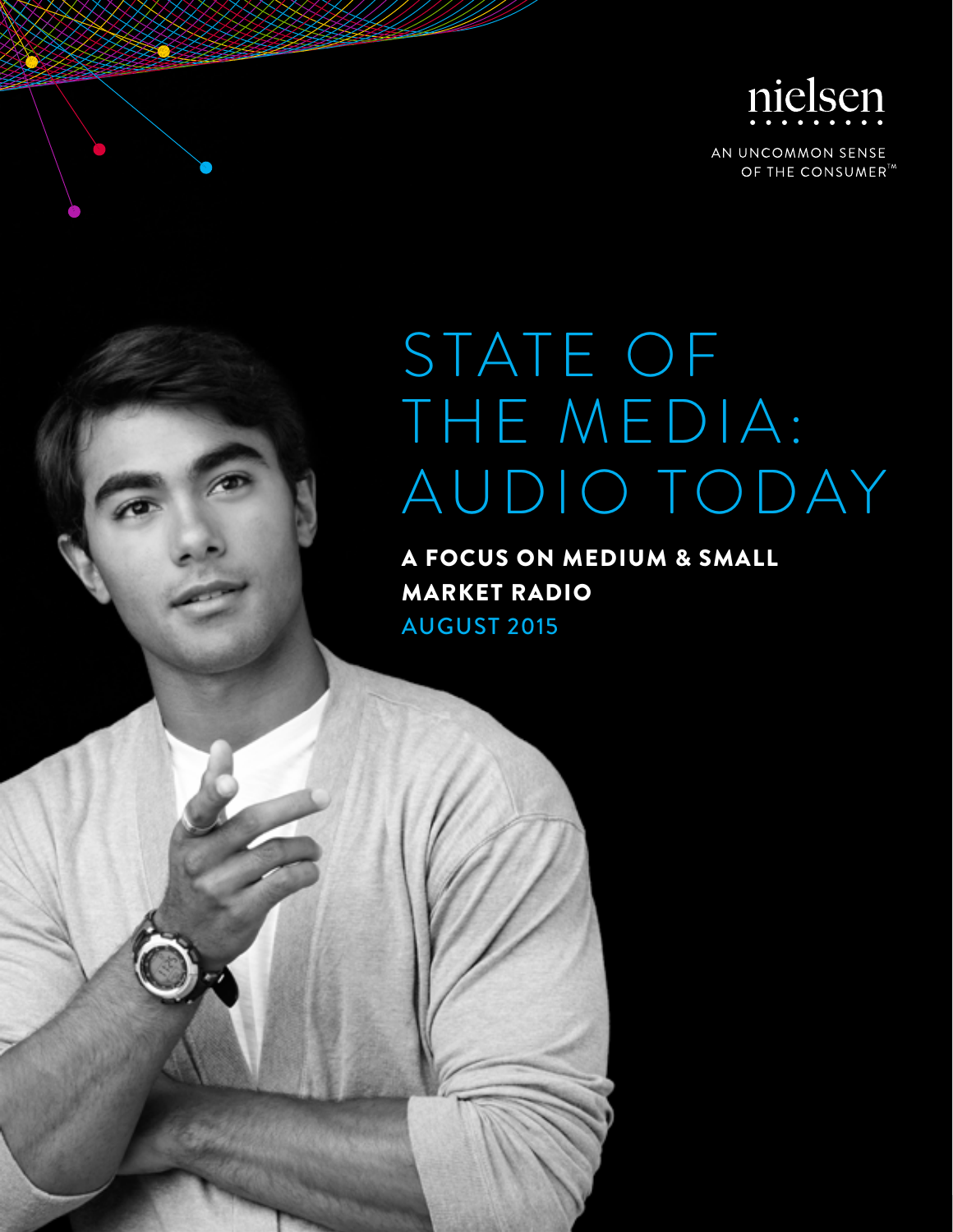nielsen

AN UNCOMMON SENSE OF THE CONSUMER™

# STATE OF THE MEDIA: AUDIO TODAY

## A FOCUS ON MEDIUM & SMALL MARKET RADIO

AUGUST 2015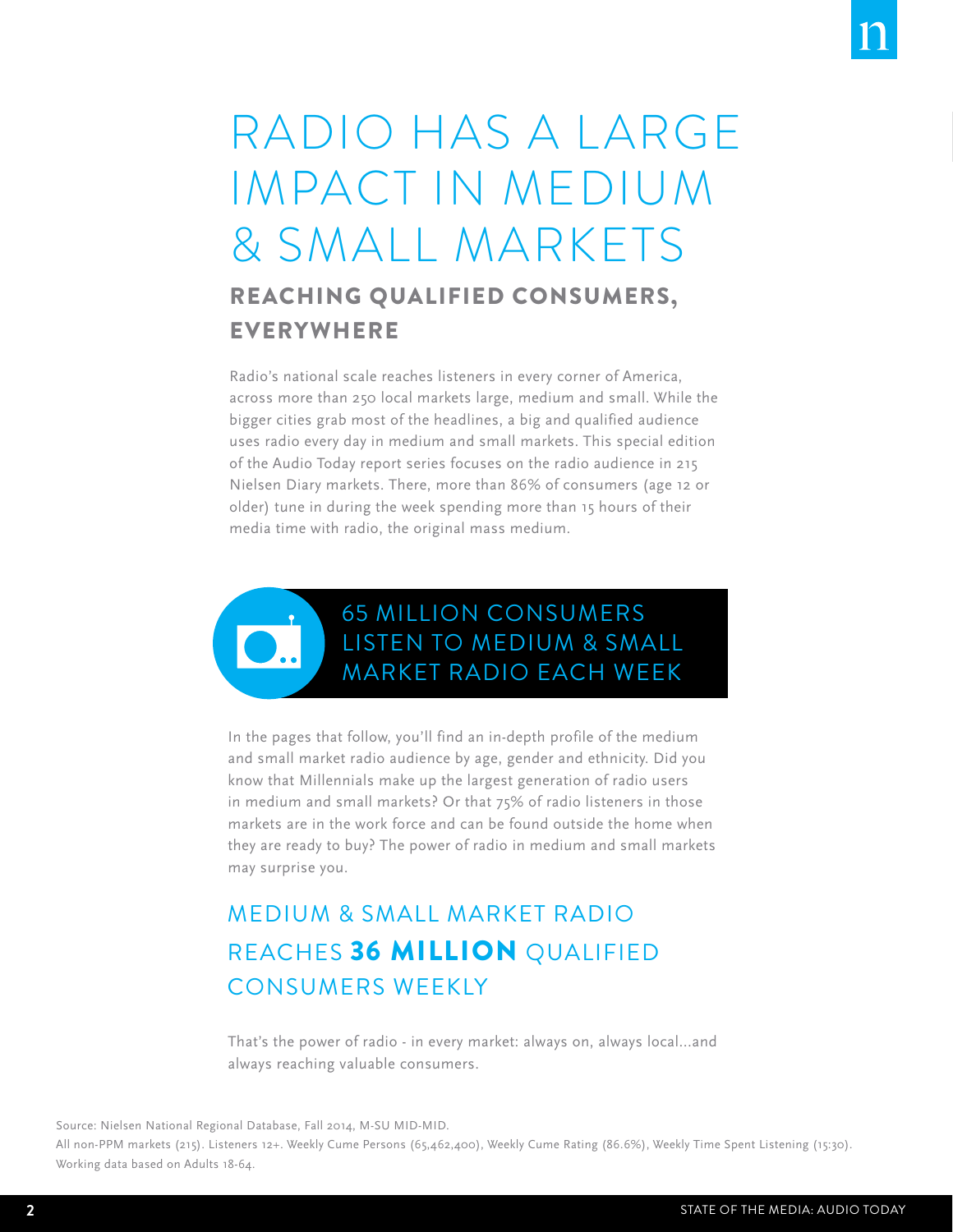# RADIO HAS A LARGE IMPACT IN MEDIUM & SMALL MARKETS

## REACHING QUALIFIED CONSUMERS, EVERYWHERE

Radio's national scale reaches listeners in every corner of America, across more than 250 local markets large, medium and small. While the bigger cities grab most of the headlines, a big and qualified audience uses radio every day in medium and small markets. This special edition of the Audio Today report series focuses on the radio audience in 215 Nielsen Diary markets. There, more than 86% of consumers (age 12 or older) tune in during the week spending more than 15 hours of their media time with radio, the original mass medium.

**65 MILLION CONSUMERS LISTEN TO MEDIUM & SMALL MARKET RADIO EACH WEEK**

In the pages that follow, you'll find an in-depth profile of the medium and small market radio audience by age, gender and ethnicity. Did you know that Millennials make up the largest generation of radio users in medium and small markets? Or that 75% of radio listeners in those markets are in the work force and can be found outside the home when they are ready to buy? The power of radio in medium and small markets may surprise you.

## MEDIUM & SMALL MARKET RADIO REACHES **36 MILLION** QUALIFIED CONSUMERS WEEKLY

That's the power of radio - in every market: always on, always local...and always reaching valuable consumers.

Source: Nielsen National Regional Database, Fall 2014, M-SU MID-MID.
All non-PPM markets (215). Listeners 12+. Weekly Cume Persons (65,462,400), Weekly Cume Rating (86.6%), Weekly Time Spent Listening (15:30).
Working data based on Adults 18-64.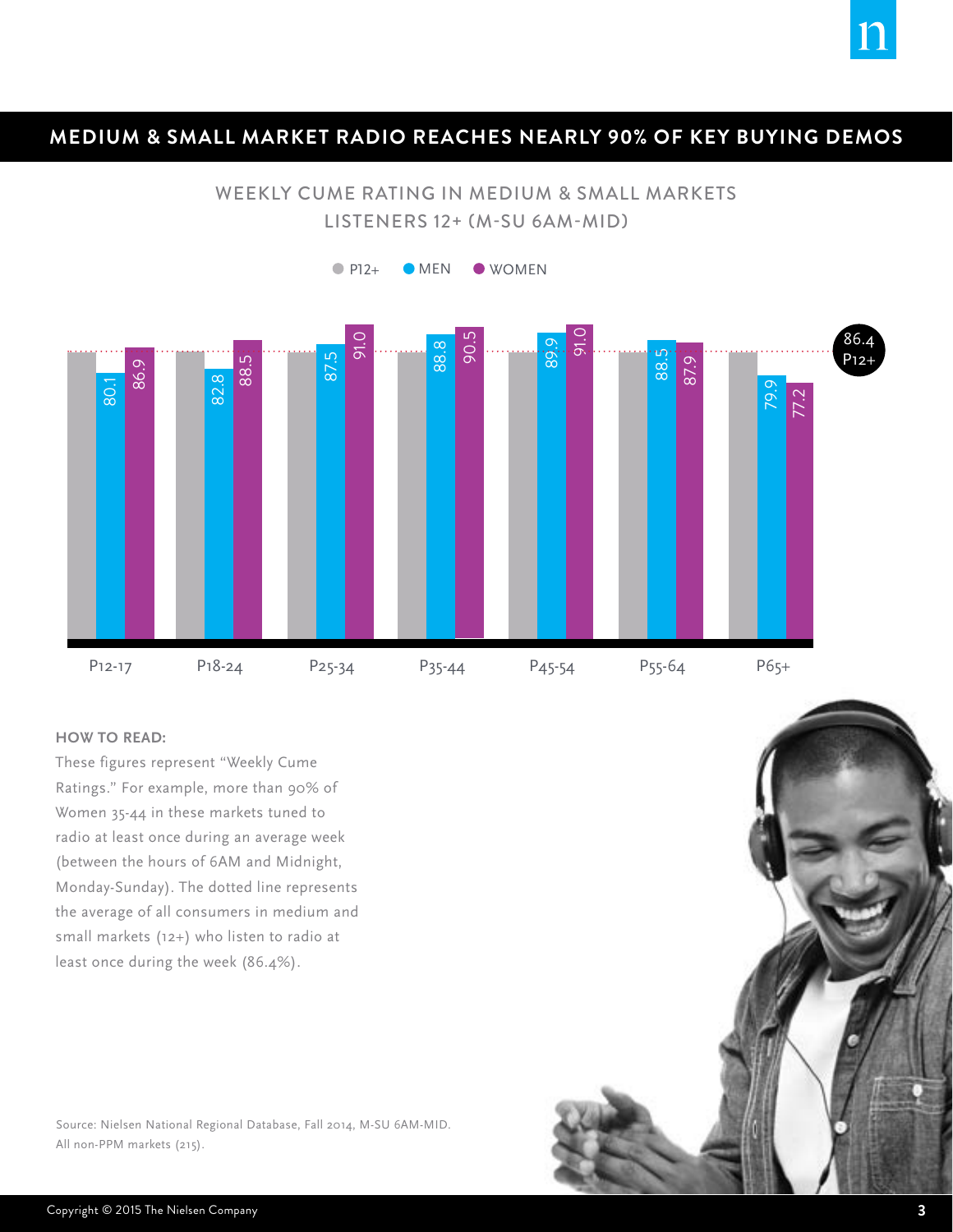## MEDIUM & SMALL MARKET RADIO REACHES NEARLY 90% OF KEY BUYING DEMOS

### WEEKLY CUME RATING IN MEDIUM & SMALL MARKETS
LISTENERS 12+ (M-SU 6AM-MID)

| | MEN | WOMEN |
|---|---|---|
| P12-17 | 80.1 | 86.9 |
| P18-24 | 82.8 | 88.5 |
| P25-34 | 87.5 | 91.0 |
| P35-44 | 88.8 | 90.5 |
| P45-54 | 89.9 | 91.0 |
| P55-64 | 88.5 | 87.9 |
| P65+ | 79.9 | 77.2 |

86.4 P12+

**HOW TO READ:**

These figures represent "Weekly Cume Ratings." For example, more than 90% of Women 35-44 in these markets tuned to radio at least once during an average week (between the hours of 6AM and Midnight, Monday-Sunday). The dotted line represents the average of all consumers in medium and small markets (12+) who listen to radio at least once during the week (86.4%).

Source: Nielsen National Regional Database, Fall 2014, M-SU 6AM-MID. All non-PPM markets (215).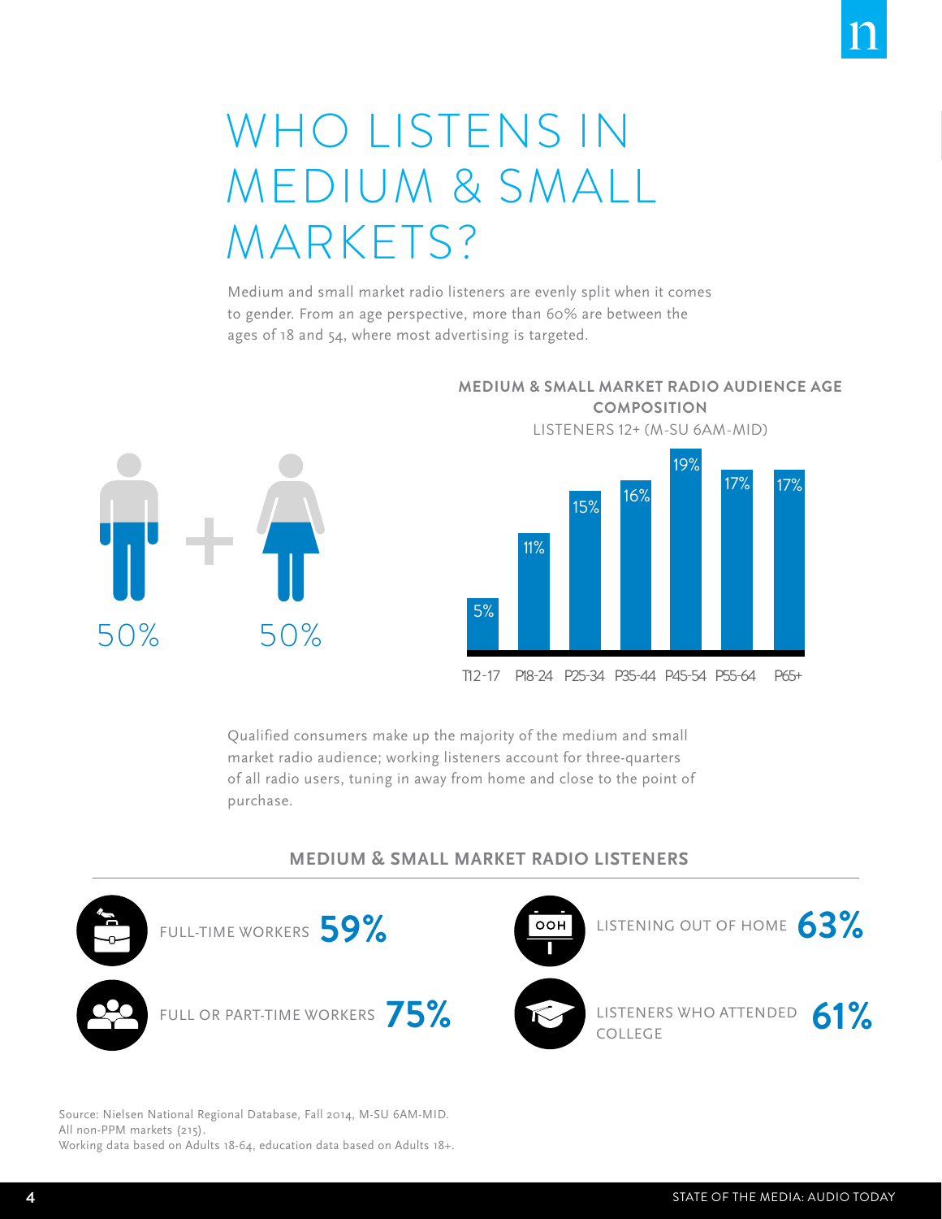# WHO LISTENS IN MEDIUM & SMALL MARKETS?

Medium and small market radio listeners are evenly split when it comes to gender. From an age perspective, more than 60% are between the ages of 18 and 54, where most advertising is targeted.

50% + 50%

**MEDIUM & SMALL MARKET RADIO AUDIENCE AGE COMPOSITION**

LISTENERS 12+ (M-SU 6AM-MID)

| T12-17 | P18-24 | P25-34 | P35-44 | P45-54 | P55-64 | P65+ |
|---|---|---|---|---|---|---|
| 5% | 11% | 15% | 16% | 19% | 17% | 17% |

Qualified consumers make up the majority of the medium and small market radio audience; working listeners account for three-quarters of all radio users, tuning in away from home and close to the point of purchase.

**MEDIUM & SMALL MARKET RADIO LISTENERS**

- FULL-TIME WORKERS **59%**
- FULL OR PART-TIME WORKERS **75%**
- LISTENING OUT OF HOME **63%**
- LISTENERS WHO ATTENDED COLLEGE **61%**

Source: Nielsen National Regional Database, Fall 2014, M-SU 6AM-MID.
All non-PPM markets (215).
Working data based on Adults 18-64, education data based on Adults 18+.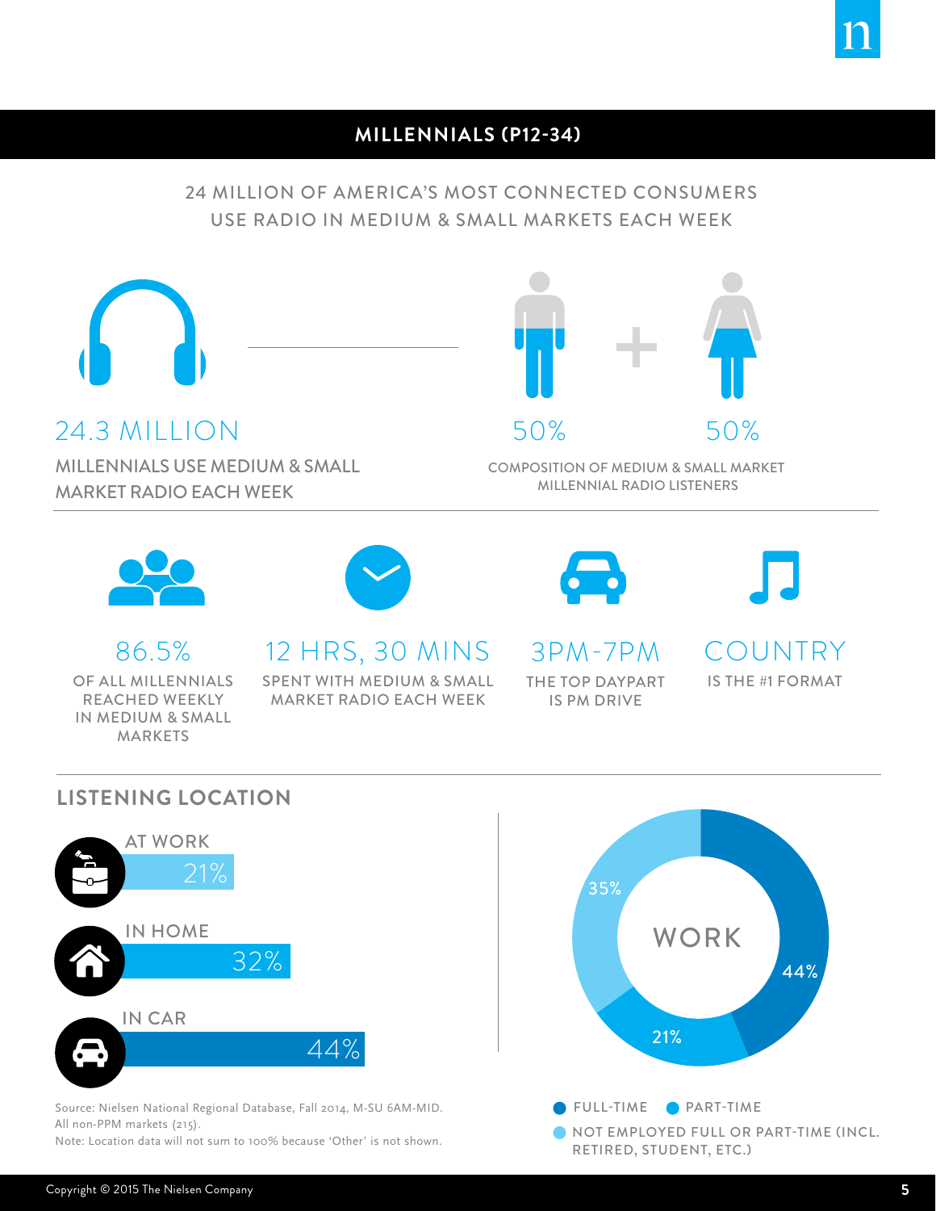## MILLENNIALS (P12-34)

24 MILLION OF AMERICA'S MOST CONNECTED CONSUMERS USE RADIO IN MEDIUM & SMALL MARKETS EACH WEEK

**24.3 MILLION**

MILLENNIALS USE MEDIUM & SMALL MARKET RADIO EACH WEEK

**50%** + **50%**

COMPOSITION OF MEDIUM & SMALL MARKET MILLENNIAL RADIO LISTENERS

**86.5%**

OF ALL MILLENNIALS REACHED WEEKLY IN MEDIUM & SMALL MARKETS

**12 HRS, 30 MINS**

SPENT WITH MEDIUM & SMALL MARKET RADIO EACH WEEK

**3PM-7PM**

THE TOP DAYPART IS PM DRIVE

**COUNTRY**

IS THE #1 FORMAT

### LISTENING LOCATION

| Location | % |
| --- | --- |
| AT WORK | 21% |
| IN HOME | 32% |
| IN CAR | 44% |

**WORK**

| Employment status | % |
| --- | --- |
| FULL-TIME | 44% |
| PART-TIME | 21% |
| NOT EMPLOYED FULL OR PART-TIME (INCL. RETIRED, STUDENT, ETC.) | 35% |

Source: Nielsen National Regional Database, Fall 2014, M-SU 6AM-MID. All non-PPM markets (215).
Note: Location data will not sum to 100% because 'Other' is not shown.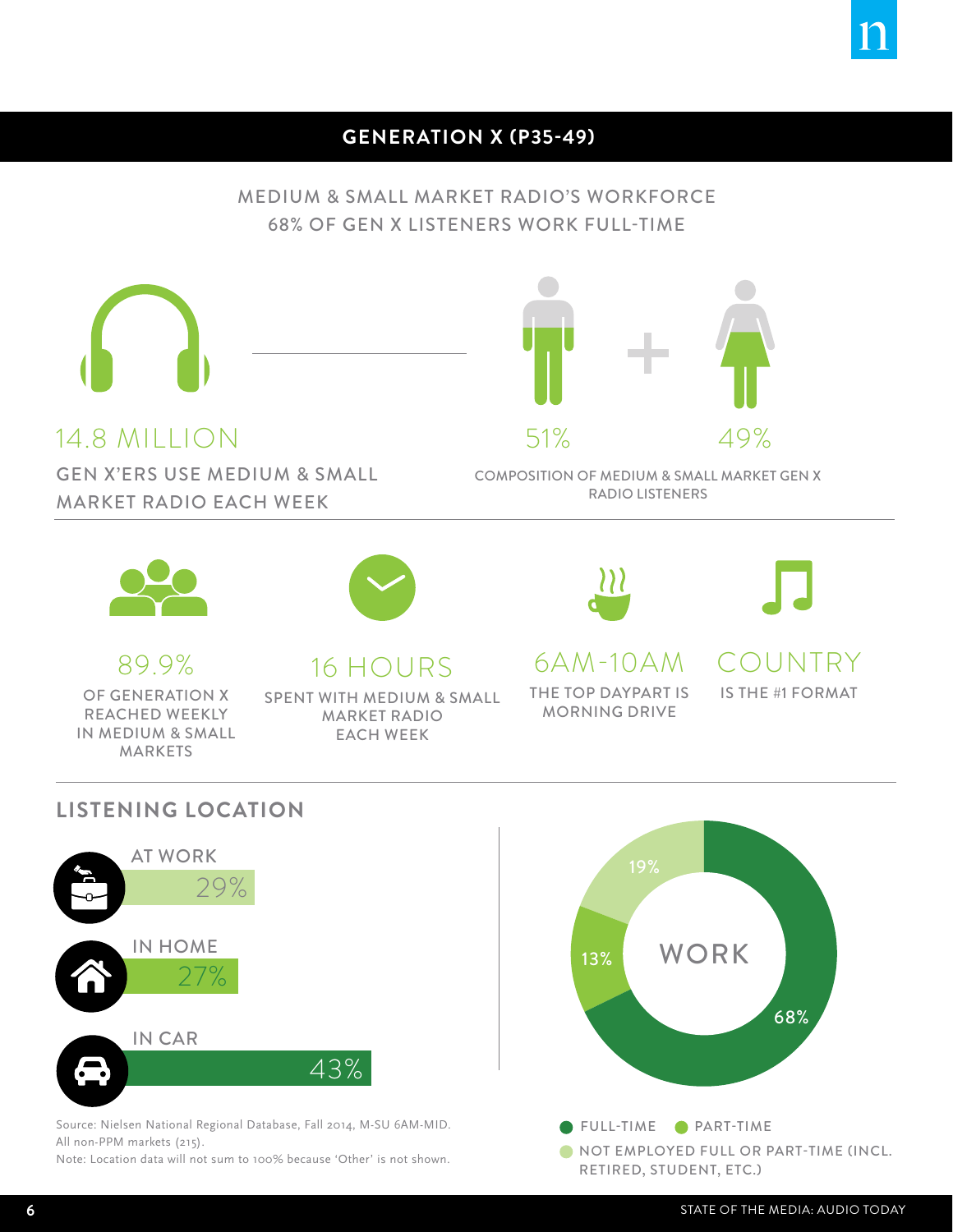## GENERATION X (P35-49)

MEDIUM & SMALL MARKET RADIO'S WORKFORCE
68% OF GEN X LISTENERS WORK FULL-TIME

**14.8 MILLION**

GEN X'ERS USE MEDIUM & SMALL MARKET RADIO EACH WEEK

**51%** + **49%**

COMPOSITION OF MEDIUM & SMALL MARKET GEN X RADIO LISTENERS

**89.9%**

OF GENERATION X REACHED WEEKLY IN MEDIUM & SMALL MARKETS

**16 HOURS**

SPENT WITH MEDIUM & SMALL MARKET RADIO EACH WEEK

**6AM-10AM**

THE TOP DAYPART IS MORNING DRIVE

**COUNTRY**

IS THE #1 FORMAT

### LISTENING LOCATION

| Location | Share |
|---|---|
| AT WORK | 29% |
| IN HOME | 27% |
| IN CAR | 43% |

**WORK**

| Status | Share |
|---|---|
| FULL-TIME | 68% |
| PART-TIME | 13% |
| NOT EMPLOYED FULL OR PART-TIME (INCL. RETIRED, STUDENT, ETC.) | 19% |

Source: Nielsen National Regional Database, Fall 2014, M-SU 6AM-MID. All non-PPM markets (215).
Note: Location data will not sum to 100% because 'Other' is not shown.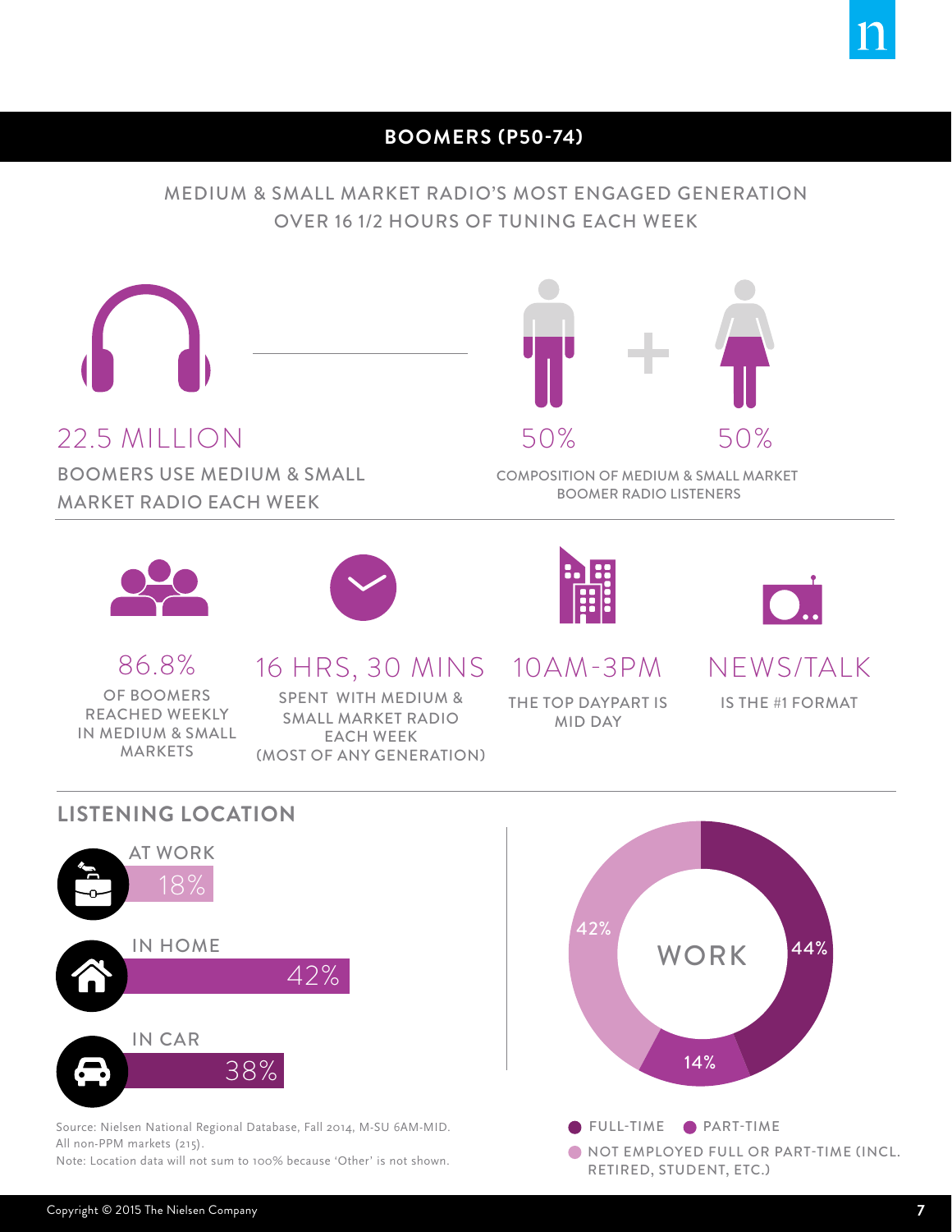## BOOMERS (P50-74)

MEDIUM & SMALL MARKET RADIO'S MOST ENGAGED GENERATION
OVER 16 1/2 HOURS OF TUNING EACH WEEK

**22.5 MILLION**

BOOMERS USE MEDIUM & SMALL MARKET RADIO EACH WEEK

**50%** **50%**

COMPOSITION OF MEDIUM & SMALL MARKET BOOMER RADIO LISTENERS

**86.8%**

OF BOOMERS REACHED WEEKLY IN MEDIUM & SMALL MARKETS

**16 HRS, 30 MINS**

SPENT WITH MEDIUM & SMALL MARKET RADIO EACH WEEK (MOST OF ANY GENERATION)

**10AM-3PM**

THE TOP DAYPART IS MID DAY

**NEWS/TALK**

IS THE #1 FORMAT

### LISTENING LOCATION

| Location | Share |
|---|---|
| AT WORK | 18% |
| IN HOME | 42% |
| IN CAR | 38% |

**WORK**

| Status | Share |
|---|---|
| FULL-TIME | 44% |
| PART-TIME | 14% |
| NOT EMPLOYED FULL OR PART-TIME (INCL. RETIRED, STUDENT, ETC.) | 42% |

Source: Nielsen National Regional Database, Fall 2014, M-SU 6AM-MID. All non-PPM markets (215).
Note: Location data will not sum to 100% because 'Other' is not shown.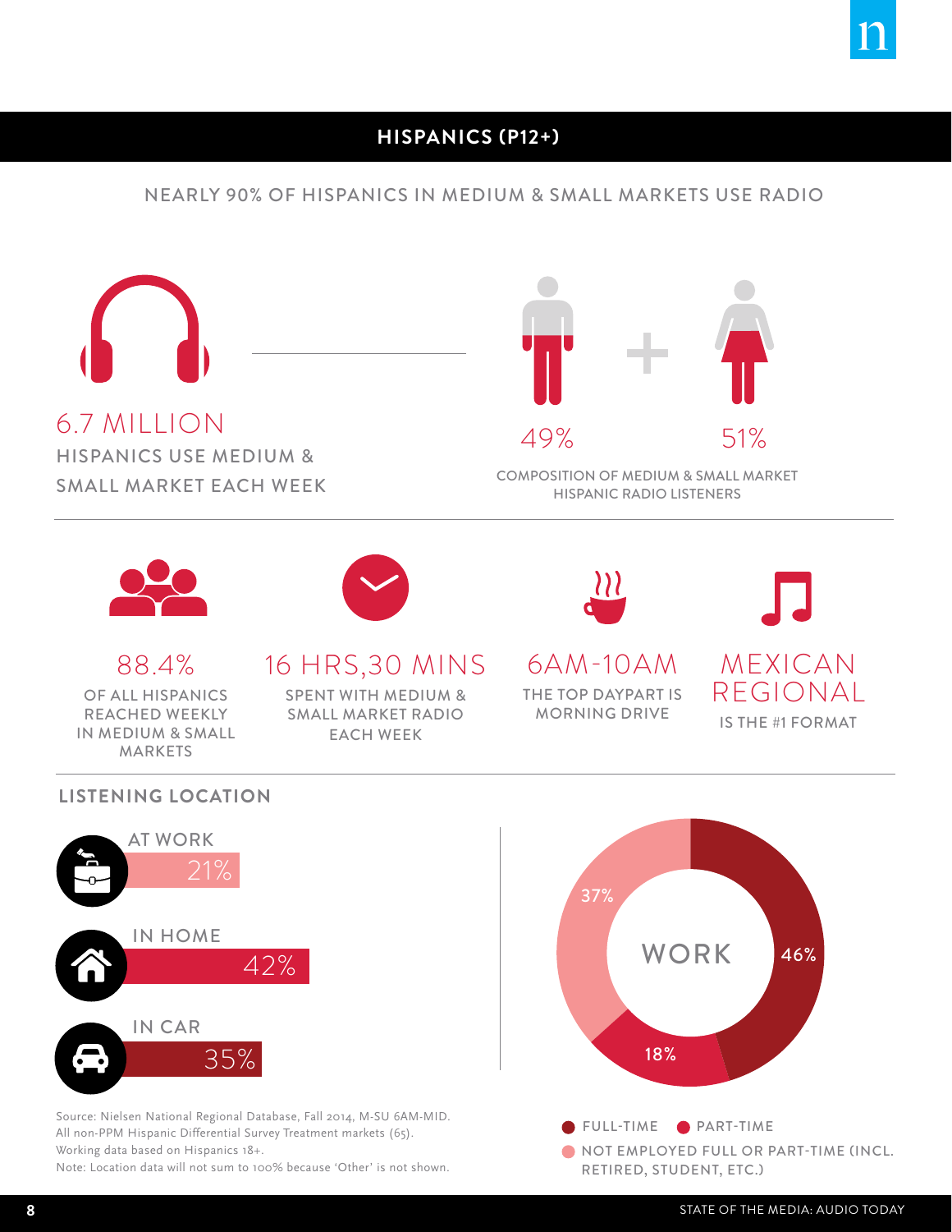## HISPANICS (P12+)

NEARLY 90% OF HISPANICS IN MEDIUM & SMALL MARKETS USE RADIO

**6.7 MILLION**
HISPANICS USE MEDIUM & SMALL MARKET EACH WEEK

**49%** **51%**
COMPOSITION OF MEDIUM & SMALL MARKET HISPANIC RADIO LISTENERS

**88.4%**
OF ALL HISPANICS REACHED WEEKLY IN MEDIUM & SMALL MARKETS

**16 HRS,30 MINS**
SPENT WITH MEDIUM & SMALL MARKET RADIO EACH WEEK

**6AM-10AM**
THE TOP DAYPART IS MORNING DRIVE

**MEXICAN REGIONAL**
IS THE #1 FORMAT

### LISTENING LOCATION

| Location | % |
|---|---|
| AT WORK | 21% |
| IN HOME | 42% |
| IN CAR | 35% |

**WORK**

| Status | % |
|---|---|
| FULL-TIME | 46% |
| PART-TIME | 18% |
| NOT EMPLOYED FULL OR PART-TIME (INCL. RETIRED, STUDENT, ETC.) | 37% |

Source: Nielsen National Regional Database, Fall 2014, M-SU 6AM-MID.
All non-PPM Hispanic Differential Survey Treatment markets (65).
Working data based on Hispanics 18+.
Note: Location data will not sum to 100% because 'Other' is not shown.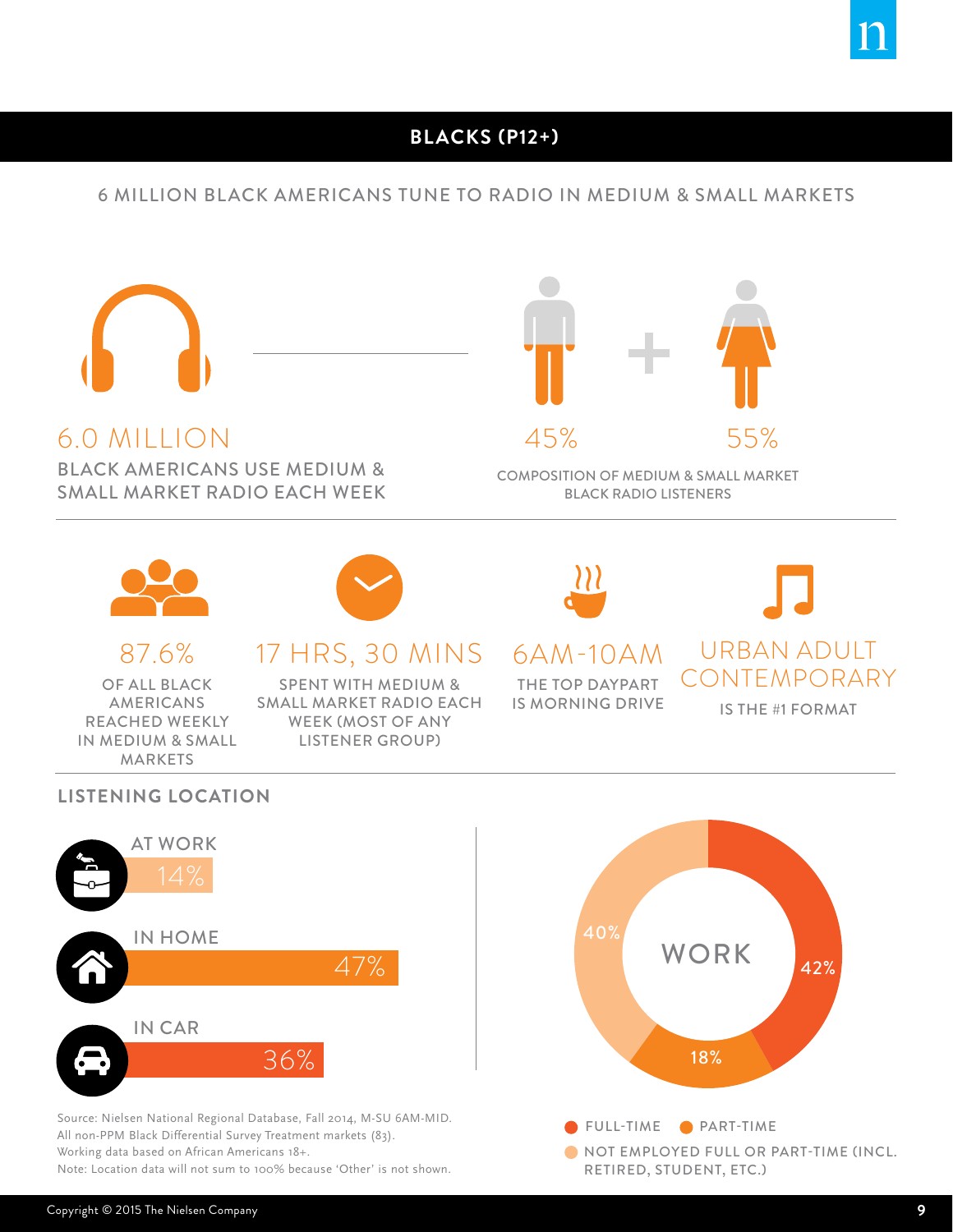## BLACKS (P12+)

6 MILLION BLACK AMERICANS TUNE TO RADIO IN MEDIUM & SMALL MARKETS

**6.0 MILLION**
BLACK AMERICANS USE MEDIUM & SMALL MARKET RADIO EACH WEEK

**45%** **55%**
COMPOSITION OF MEDIUM & SMALL MARKET BLACK RADIO LISTENERS

**87.6%**
OF ALL BLACK AMERICANS REACHED WEEKLY IN MEDIUM & SMALL MARKETS

**17 HRS, 30 MINS**
SPENT WITH MEDIUM & SMALL MARKET RADIO EACH WEEK (MOST OF ANY LISTENER GROUP)

**6AM-10AM**
THE TOP DAYPART IS MORNING DRIVE

**URBAN ADULT CONTEMPORARY**
IS THE #1 FORMAT

### LISTENING LOCATION

| Location | % |
|---|---|
| AT WORK | 14% |
| IN HOME | 47% |
| IN CAR | 36% |

**WORK**

| Status | % |
|---|---|
| FULL-TIME | 42% |
| PART-TIME | 18% |
| NOT EMPLOYED FULL OR PART-TIME (INCL. RETIRED, STUDENT, ETC.) | 40% |

Source: Nielsen National Regional Database, Fall 2014, M-SU 6AM-MID.
All non-PPM Black Differential Survey Treatment markets (83).
Working data based on African Americans 18+.
Note: Location data will not sum to 100% because 'Other' is not shown.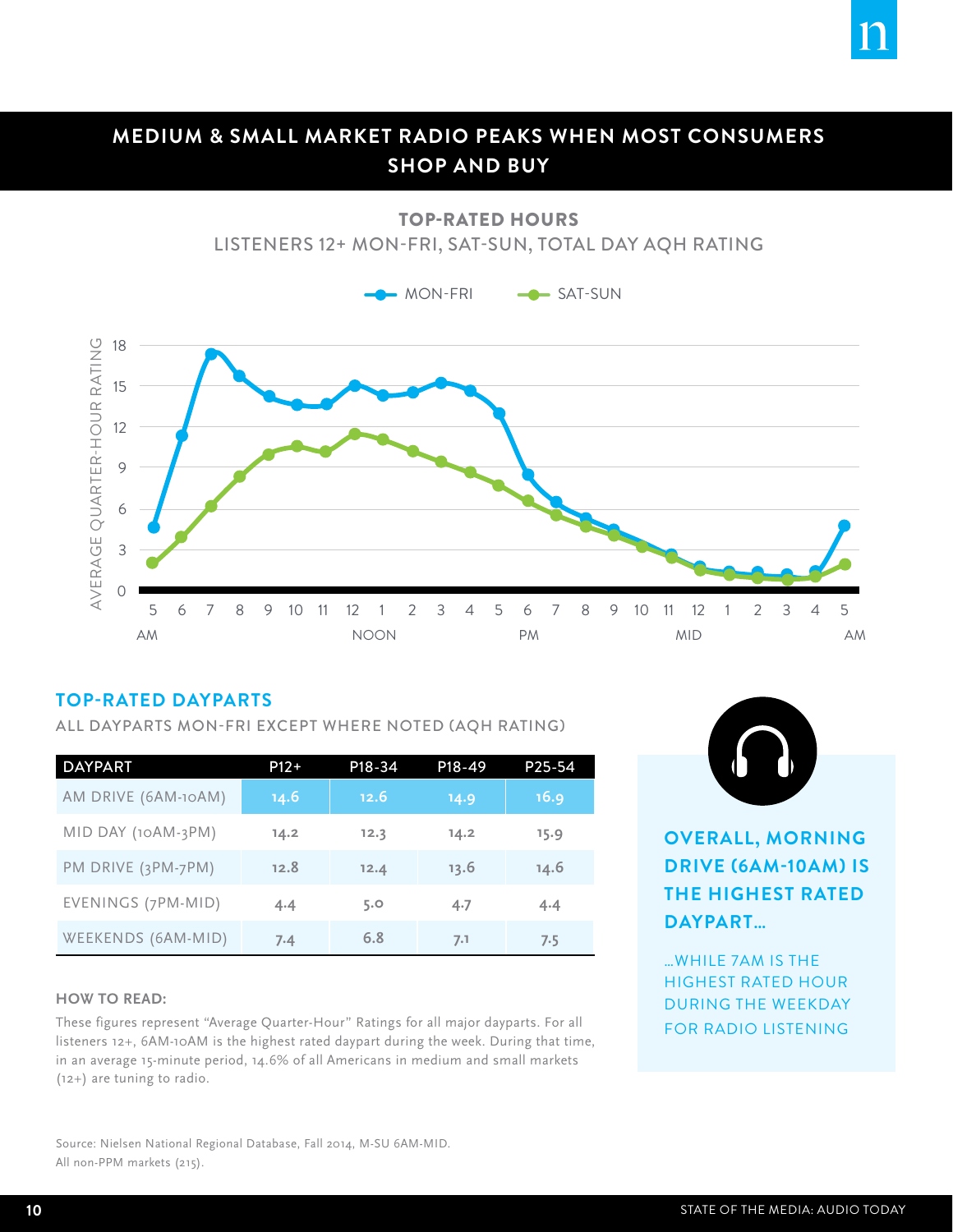# MEDIUM & SMALL MARKET RADIO PEAKS WHEN MOST CONSUMERS SHOP AND BUY

## TOP-RATED HOURS

LISTENERS 12+ MON-FRI, SAT-SUN, TOTAL DAY AQH RATING

MON-FRI    SAT-SUN

AVERAGE QUARTER-HOUR RATING

18, 15, 12, 9, 6, 3, 0

5 6 7 8 9 10 11 12 1 2 3 4 5 6 7 8 9 10 11 12 1 2 3 4 5

AM    NOON    PM    MID    AM

## TOP-RATED DAYPARTS

ALL DAYPARTS MON-FRI EXCEPT WHERE NOTED (AQH RATING)

| DAYPART | P12+ | P18-34 | P18-49 | P25-54 |
|---|---|---|---|---|
| AM DRIVE (6AM-10AM) | 14.6 | 12.6 | 14.9 | 16.9 |
| MID DAY (10AM-3PM) | 14.2 | 12.3 | 14.2 | 15.9 |
| PM DRIVE (3PM-7PM) | 12.8 | 12.4 | 13.6 | 14.6 |
| EVENINGS (7PM-MID) | 4.4 | 5.0 | 4.7 | 4.4 |
| WEEKENDS (6AM-MID) | 7.4 | 6.8 | 7.1 | 7.5 |

**OVERALL, MORNING DRIVE (6AM-10AM) IS THE HIGHEST RATED DAYPART...**

...WHILE 7AM IS THE HIGHEST RATED HOUR DURING THE WEEKDAY FOR RADIO LISTENING

**HOW TO READ:**

These figures represent "Average Quarter-Hour" Ratings for all major dayparts. For all listeners 12+, 6AM-10AM is the highest rated daypart during the week. During that time, in an average 15-minute period, 14.6% of all Americans in medium and small markets (12+) are tuning to radio.

Source: Nielsen National Regional Database, Fall 2014, M-SU 6AM-MID.
All non-PPM markets (215).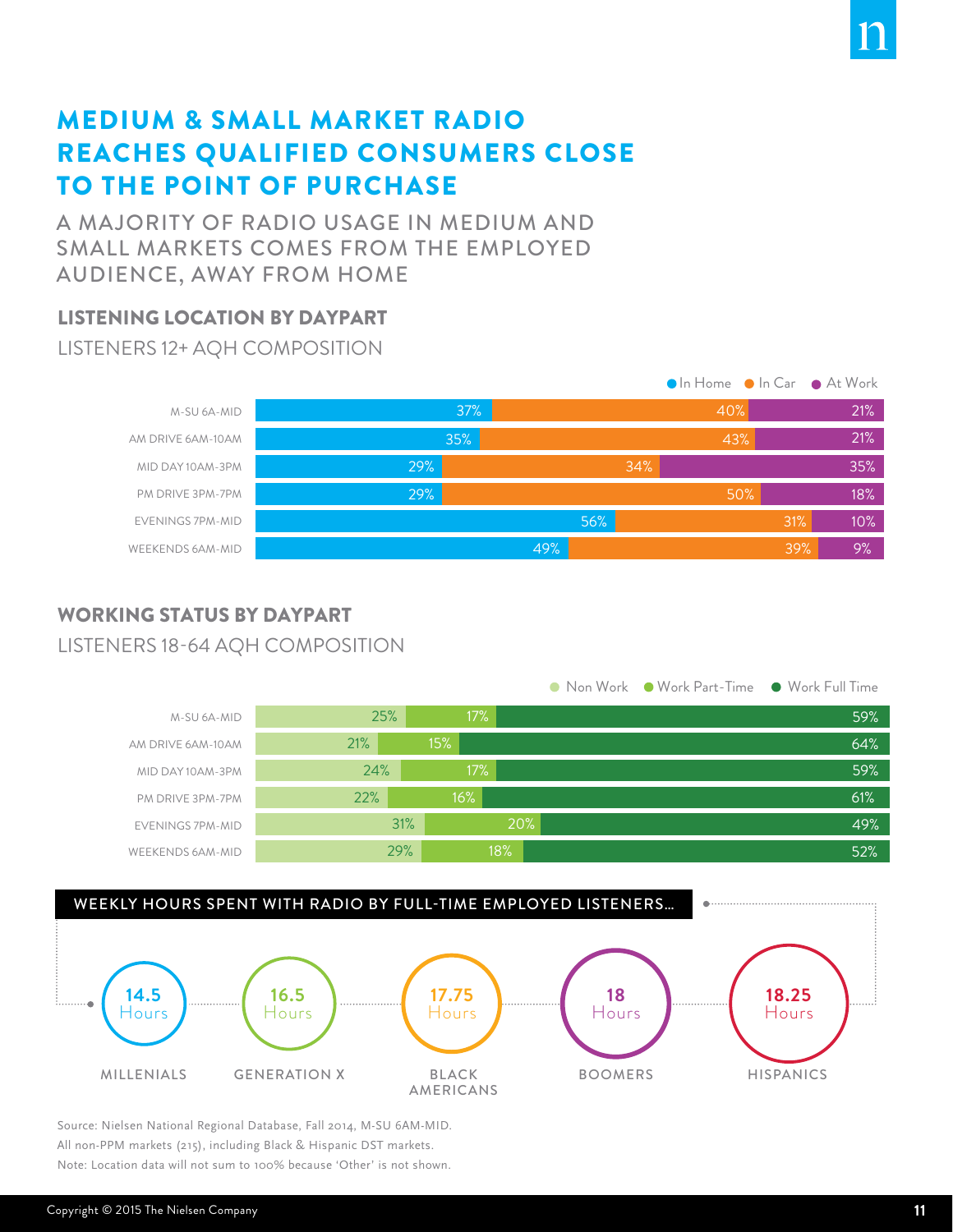# MEDIUM & SMALL MARKET RADIO REACHES QUALIFIED CONSUMERS CLOSE TO THE POINT OF PURCHASE

## A MAJORITY OF RADIO USAGE IN MEDIUM AND SMALL MARKETS COMES FROM THE EMPLOYED AUDIENCE, AWAY FROM HOME

### LISTENING LOCATION BY DAYPART

LISTENERS 12+ AQH COMPOSITION

| | In Home | In Car | At Work |
|---|---|---|---|
| M-SU 6A-MID | 37% | 40% | 21% |
| AM DRIVE 6AM-10AM | 35% | 43% | 21% |
| MID DAY 10AM-3PM | 29% | 34% | 35% |
| PM DRIVE 3PM-7PM | 29% | 50% | 18% |
| EVENINGS 7PM-MID | 56% | 31% | 10% |
| WEEKENDS 6AM-MID | 49% | 39% | 9% |

### WORKING STATUS BY DAYPART

LISTENERS 18-64 AQH COMPOSITION

| | Non Work | Work Part-Time | Work Full Time |
|---|---|---|---|
| M-SU 6A-MID | 25% | 17% | 59% |
| AM DRIVE 6AM-10AM | 21% | 15% | 64% |
| MID DAY 10AM-3PM | 24% | 17% | 59% |
| PM DRIVE 3PM-7PM | 22% | 16% | 61% |
| EVENINGS 7PM-MID | 31% | 20% | 49% |
| WEEKENDS 6AM-MID | 29% | 18% | 52% |

### WEEKLY HOURS SPENT WITH RADIO BY FULL-TIME EMPLOYED LISTENERS...

| MILLENIALS | GENERATION X | BLACK AMERICANS | BOOMERS | HISPANICS |
|---|---|---|---|---|
| 14.5 Hours | 16.5 Hours | 17.75 Hours | 18 Hours | 18.25 Hours |

Source: Nielsen National Regional Database, Fall 2014, M-SU 6AM-MID.
All non-PPM markets (215), including Black & Hispanic DST markets.
Note: Location data will not sum to 100% because 'Other' is not shown.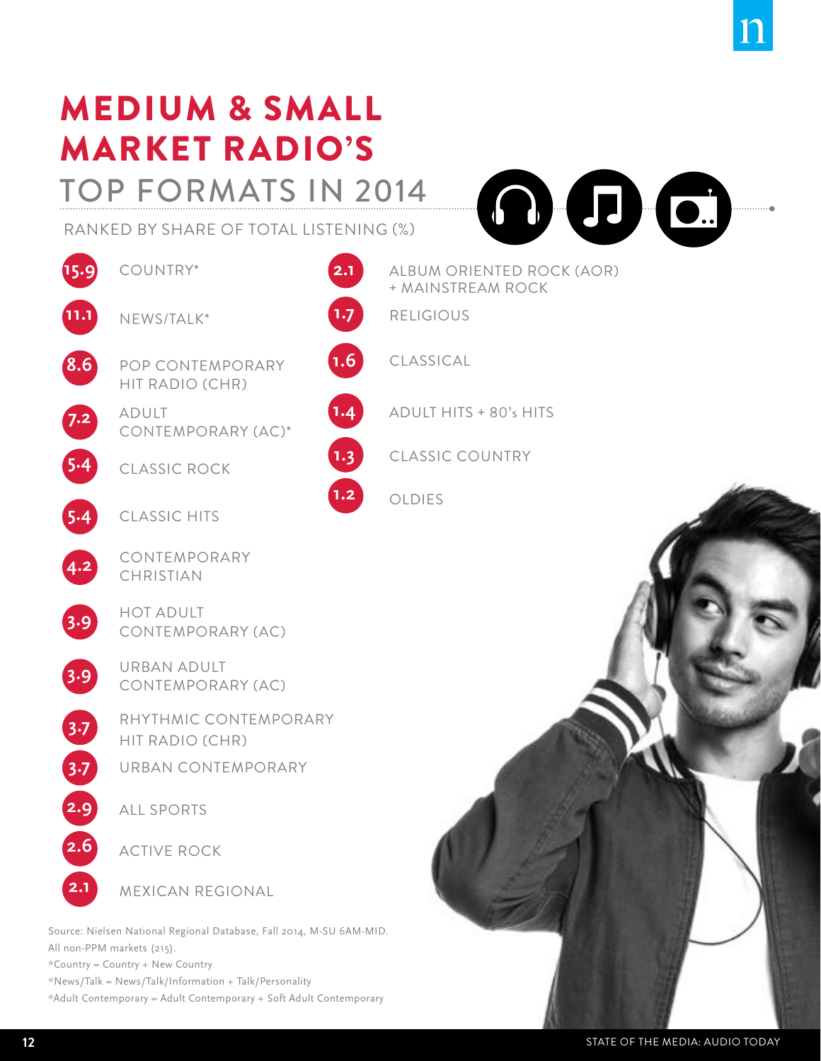# MEDIUM & SMALL MARKET RADIO'S TOP FORMATS IN 2014

RANKED BY SHARE OF TOTAL LISTENING (%)

| Share (%) | Format |
|---|---|
| 15.9 | COUNTRY* |
| 11.1 | NEWS/TALK* |
| 8.6 | POP CONTEMPORARY HIT RADIO (CHR) |
| 7.2 | ADULT CONTEMPORARY (AC)* |
| 5.4 | CLASSIC ROCK |
| 5.4 | CLASSIC HITS |
| 4.2 | CONTEMPORARY CHRISTIAN |
| 3.9 | HOT ADULT CONTEMPORARY (AC) |
| 3.9 | URBAN ADULT CONTEMPORARY (AC) |
| 3.7 | RHYTHMIC CONTEMPORARY HIT RADIO (CHR) |
| 3.7 | URBAN CONTEMPORARY |
| 2.9 | ALL SPORTS |
| 2.6 | ACTIVE ROCK |
| 2.1 | MEXICAN REGIONAL |
| 2.1 | ALBUM ORIENTED ROCK (AOR) + MAINSTREAM ROCK |
| 1.7 | RELIGIOUS |
| 1.6 | CLASSICAL |
| 1.4 | ADULT HITS + 80's HITS |
| 1.3 | CLASSIC COUNTRY |
| 1.2 | OLDIES |

Source: Nielsen National Regional Database, Fall 2014, M-SU 6AM-MID. All non-PPM markets (215).

*Country = Country + New Country

*News/Talk = News/Talk/Information + Talk/Personality

*Adult Contemporary = Adult Contemporary + Soft Adult Contemporary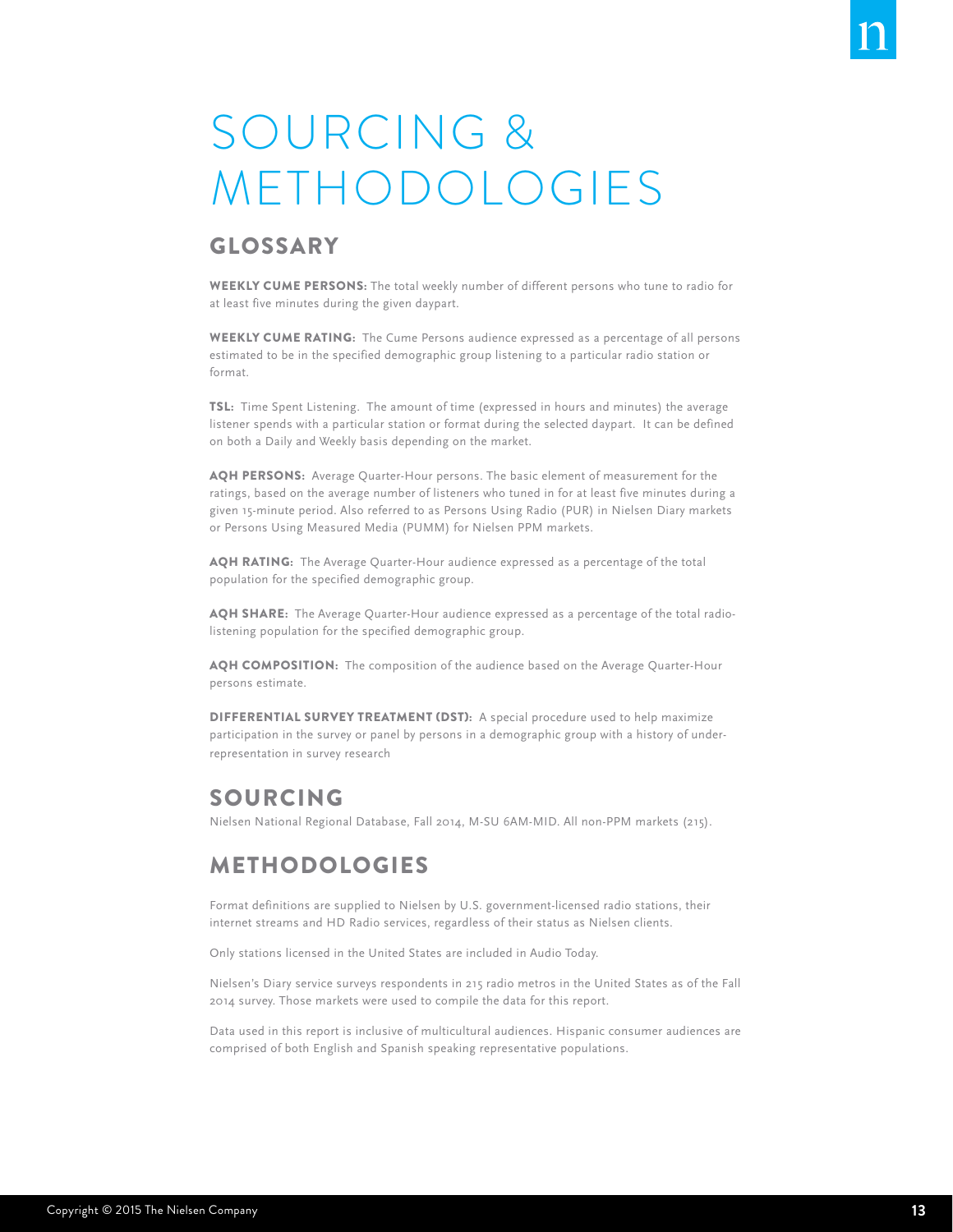# SOURCING & METHODOLOGIES

## GLOSSARY

**WEEKLY CUME PERSONS:** The total weekly number of different persons who tune to radio for at least five minutes during the given daypart.

**WEEKLY CUME RATING:** The Cume Persons audience expressed as a percentage of all persons estimated to be in the specified demographic group listening to a particular radio station or format.

**TSL:** Time Spent Listening. The amount of time (expressed in hours and minutes) the average listener spends with a particular station or format during the selected daypart. It can be defined on both a Daily and Weekly basis depending on the market.

**AQH PERSONS:** Average Quarter-Hour persons. The basic element of measurement for the ratings, based on the average number of listeners who tuned in for at least five minutes during a given 15-minute period. Also referred to as Persons Using Radio (PUR) in Nielsen Diary markets or Persons Using Measured Media (PUMM) for Nielsen PPM markets.

**AQH RATING:** The Average Quarter-Hour audience expressed as a percentage of the total population for the specified demographic group.

**AQH SHARE:** The Average Quarter-Hour audience expressed as a percentage of the total radio-listening population for the specified demographic group.

**AQH COMPOSITION:** The composition of the audience based on the Average Quarter-Hour persons estimate.

**DIFFERENTIAL SURVEY TREATMENT (DST):** A special procedure used to help maximize participation in the survey or panel by persons in a demographic group with a history of under-representation in survey research

## SOURCING

Nielsen National Regional Database, Fall 2014, M-SU 6AM-MID. All non-PPM markets (215).

## METHODOLOGIES

Format definitions are supplied to Nielsen by U.S. government-licensed radio stations, their internet streams and HD Radio services, regardless of their status as Nielsen clients.

Only stations licensed in the United States are included in Audio Today.

Nielsen's Diary service surveys respondents in 215 radio metros in the United States as of the Fall 2014 survey. Those markets were used to compile the data for this report.

Data used in this report is inclusive of multicultural audiences. Hispanic consumer audiences are comprised of both English and Spanish speaking representative populations.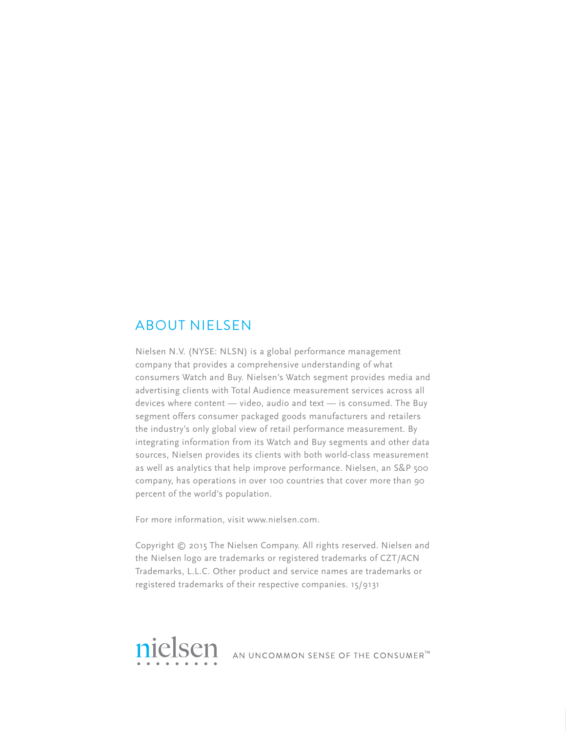## ABOUT NIELSEN

Nielsen N.V. (NYSE: NLSN) is a global performance management company that provides a comprehensive understanding of what consumers Watch and Buy. Nielsen's Watch segment provides media and advertising clients with Total Audience measurement services across all devices where content — video, audio and text — is consumed. The Buy segment offers consumer packaged goods manufacturers and retailers the industry's only global view of retail performance measurement. By integrating information from its Watch and Buy segments and other data sources, Nielsen provides its clients with both world-class measurement as well as analytics that help improve performance. Nielsen, an S&P 500 company, has operations in over 100 countries that cover more than 90 percent of the world's population.

For more information, visit www.nielsen.com.

Copyright © 2015 The Nielsen Company. All rights reserved. Nielsen and the Nielsen logo are trademarks or registered trademarks of CZT/ACN Trademarks, L.L.C. Other product and service names are trademarks or registered trademarks of their respective companies. 15/9131

nielsen AN UNCOMMON SENSE OF THE CONSUMER™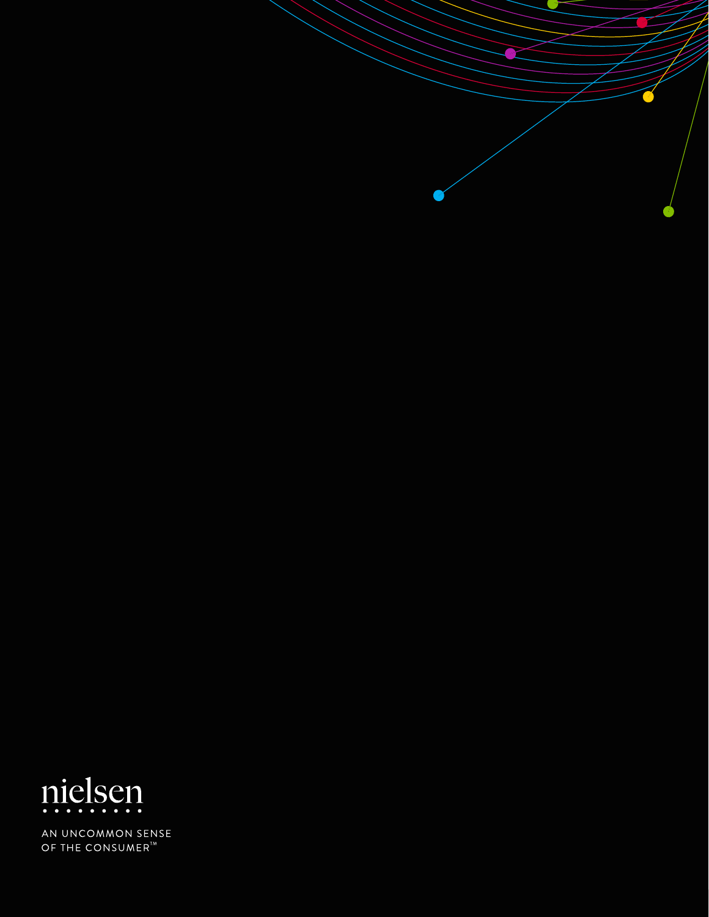nielsen

AN UNCOMMON SENSE OF THE CONSUMER™